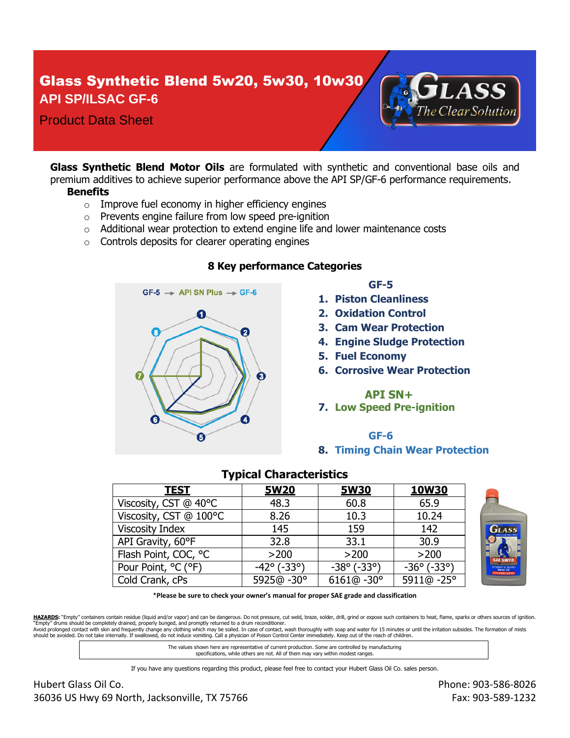# Glass Synthetic Blend 5w20, 5w30, 10w30

## API SP/ILSAC GF-6

Product Data Sheet

**Glass Synthetic Blend Motor Oils** are formulated with synthetic and conventional base oils and premium additives to achieve superior performance above the API SP/GF-6 performance requirements.

**Benefits**

- Improve fuel economy in higher efficiency engines
- Prevents engine failure from low speed pre-ignition
- Additional wear protection to extend engine life and lower maintenance costs
- Controls deposits for clearer operating engines

### 8 Key performance Categories

GF-5 → API SN Plus → GF-6

**GF-5**

1. **Piston Cleanliness**
2. **Oxidation Control**
3. **Cam Wear Protection**
4. **Engine Sludge Protection**
5. **Fuel Economy**
6. **Corrosive Wear Protection**

**API SN+**

7. **Low Speed Pre-ignition**

**GF-6**

8. **Timing Chain Wear Protection**

### Typical Characteristics

| TEST | 5W20 | 5W30 | 10W30 |
|---|---|---|---|
| Viscosity, CST @ 40°C | 48.3 | 60.8 | 65.9 |
| Viscosity, CST @ 100°C | 8.26 | 10.3 | 10.24 |
| Viscosity Index | 145 | 159 | 142 |
| API Gravity, 60°F | 32.8 | 33.1 | 30.9 |
| Flash Point, COC, °C | >200 | >200 | >200 |
| Pour Point, °C (°F) | -42° (-33°) | -38° (-33°) | -36° (-33°) |
| Cold Crank, cPs | 5925@ -30° | 6161@ -30° | 5911@ -25° |

***Please be sure to check your owner's manual for proper SAE grade and classification**

**HAZARDS:** "Empty" containers contain residue (liquid and/or vapor) and can be dangerous. Do not pressure, cut weld, braze, solder, drill, grind or expose such containers to heat, flame, sparks or others sources of ignition. "Empty" drums should be completely drained, properly bunged, and promptly returned to a drum reconditioner.
Avoid prolonged contact with skin and frequently change any clothing which may be soiled. In case of contact, wash thoroughly with soap and water for 15 minutes or until the irritation subsides. The formation of mists should be avoided. Do not take internally. If swallowed, do not induce vomiting. Call a physician of Poison Control Center immediately. Keep out of the reach of children.

The values shown here are representative of current production. Some are controlled by manufacturing specifications, while others are not. All of them may vary within modest ranges.

If you have any questions regarding this product, please feel free to contact your Hubert Glass Oil Co. sales person.

Hubert Glass Oil Co.
36036 US Hwy 69 North, Jacksonville, TX 75766

Phone: 903-586-8026
Fax: 903-589-1232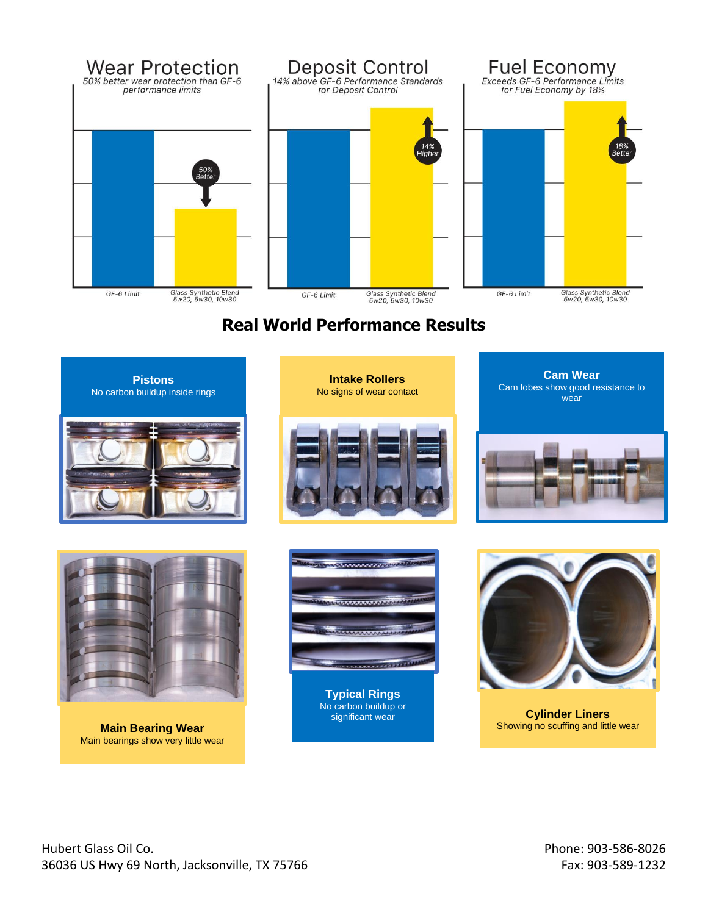## Wear Protection

*50% better wear protection than GF-6 performance limits*

50% Better

GF-6 Limit

Glass Synthetic Blend 5w20, 5w30, 10w30

## Deposit Control

*14% above GF-6 Performance Standards for Deposit Control*

14% Higher

GF-6 Limit

Glass Synthetic Blend 5w20, 5w30, 10w30

## Fuel Economy

*Exceeds GF-6 Performance Limits for Fuel Economy by 18%*

18% Better

GF-6 Limit

Glass Synthetic Blend 5w20, 5w30, 10w30

# Real World Performance Results

**Pistons**
No carbon buildup inside rings

**Intake Rollers**
No signs of wear contact

**Cam Wear**
Cam lobes show good resistance to wear

**Main Bearing Wear**
Main bearings show very little wear

**Typical Rings**
No carbon buildup or significant wear

**Cylinder Liners**
Showing no scuffing and little wear

Hubert Glass Oil Co.
36036 US Hwy 69 North, Jacksonville, TX 75766

Phone: 903-586-8026
Fax: 903-589-1232